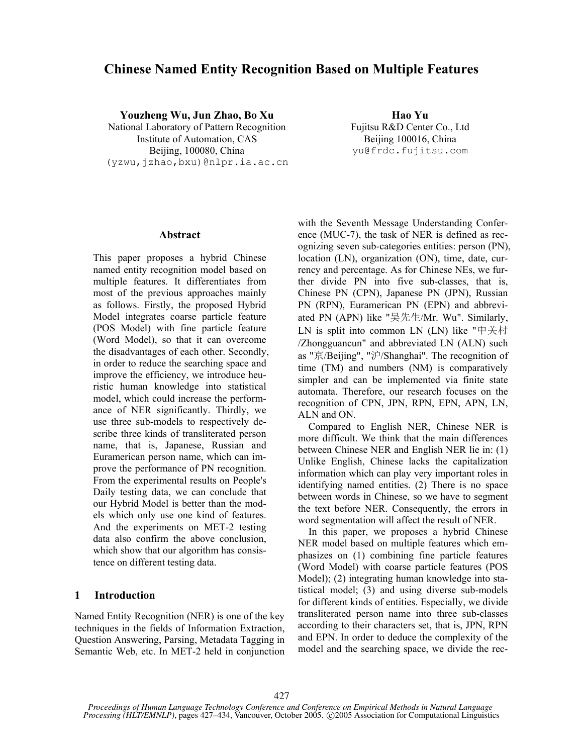# Chinese Named Entity Recognition Based on Multiple Features

**Youzheng Wu, Jun Zhao, Bo Xu**
National Laboratory of Pattern Recognition
Institute of Automation, CAS
Beijing, 100080, China
(yzwu,jzhao,bxu)@nlpr.ia.ac.cn

**Hao Yu**
Fujitsu R&D Center Co., Ltd
Beijing 100016, China
yu@frdc.fujitsu.com

## Abstract

This paper proposes a hybrid Chinese named entity recognition model based on multiple features. It differentiates from most of the previous approaches mainly as follows. Firstly, the proposed Hybrid Model integrates coarse particle feature (POS Model) with fine particle feature (Word Model), so that it can overcome the disadvantages of each other. Secondly, in order to reduce the searching space and improve the efficiency, we introduce heuristic human knowledge into statistical model, which could increase the performance of NER significantly. Thirdly, we use three sub-models to respectively describe three kinds of transliterated person name, that is, Japanese, Russian and Euramerican person name, which can improve the performance of PN recognition. From the experimental results on People's Daily testing data, we can conclude that our Hybrid Model is better than the models which only use one kind of features. And the experiments on MET-2 testing data also confirm the above conclusion, which show that our algorithm has consistence on different testing data.

## 1 Introduction

Named Entity Recognition (NER) is one of the key techniques in the fields of Information Extraction, Question Answering, Parsing, Metadata Tagging in Semantic Web, etc. In MET-2 held in conjunction with the Seventh Message Understanding Conference (MUC-7), the task of NER is defined as recognizing seven sub-categories entities: person (PN), location (LN), organization (ON), time, date, currency and percentage. As for Chinese NEs, we further divide PN into five sub-classes, that is, Chinese PN (CPN), Japanese PN (JPN), Russian PN (RPN), Euramerican PN (EPN) and abbreviated PN (APN) like "吴先生/Mr. Wu". Similarly, LN is split into common LN (LN) like "中关村/Zhongguancun" and abbreviated LN (ALN) such as "京/Beijing", "沪/Shanghai". The recognition of time (TM) and numbers (NM) is comparatively simpler and can be implemented via finite state automata. Therefore, our research focuses on the recognition of CPN, JPN, RPN, EPN, APN, LN, ALN and ON.

Compared to English NER, Chinese NER is more difficult. We think that the main differences between Chinese NER and English NER lie in: (1) Unlike English, Chinese lacks the capitalization information which can play very important roles in identifying named entities. (2) There is no space between words in Chinese, so we have to segment the text before NER. Consequently, the errors in word segmentation will affect the result of NER.

In this paper, we proposes a hybrid Chinese NER model based on multiple features which emphasizes on (1) combining fine particle features (Word Model) with coarse particle features (POS Model); (2) integrating human knowledge into statistical model; (3) and using diverse sub-models for different kinds of entities. Especially, we divide transliterated person name into three sub-classes according to their characters set, that is, JPN, RPN and EPN. In order to deduce the complexity of the model and the searching space, we divide the rec-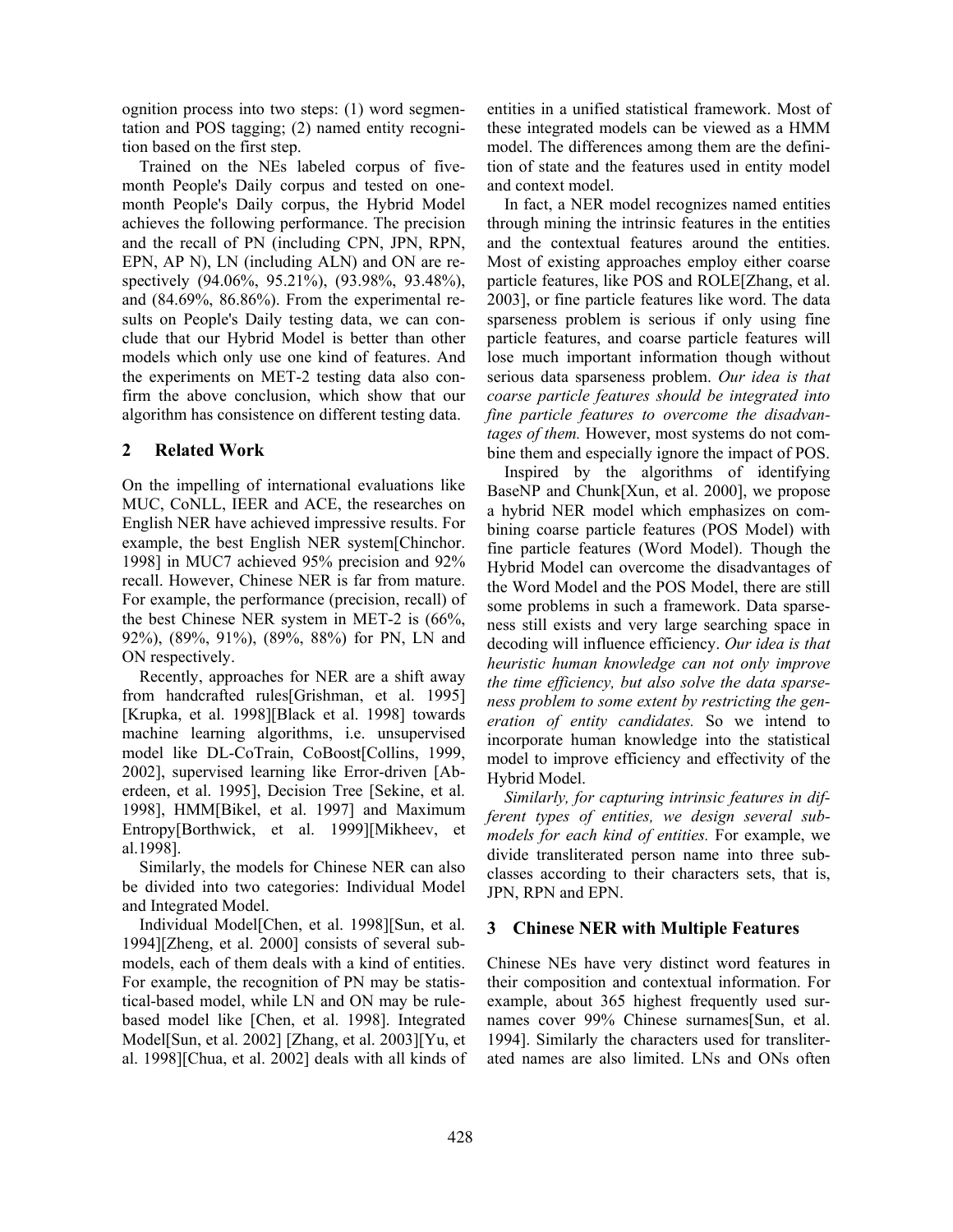ognition process into two steps: (1) word segmentation and POS tagging; (2) named entity recognition based on the first step.

Trained on the NEs labeled corpus of five-month People's Daily corpus and tested on one-month People's Daily corpus, the Hybrid Model achieves the following performance. The precision and the recall of PN (including CPN, JPN, RPN, EPN, AP N), LN (including ALN) and ON are respectively (94.06%, 95.21%), (93.98%, 93.48%), and (84.69%, 86.86%). From the experimental results on People's Daily testing data, we can conclude that our Hybrid Model is better than other models which only use one kind of features. And the experiments on MET-2 testing data also confirm the above conclusion, which show that our algorithm has consistence on different testing data.

## 2 Related Work

On the impelling of international evaluations like MUC, CoNLL, IEER and ACE, the researches on English NER have achieved impressive results. For example, the best English NER system[Chinchor. 1998] in MUC7 achieved 95% precision and 92% recall. However, Chinese NER is far from mature. For example, the performance (precision, recall) of the best Chinese NER system in MET-2 is (66%, 92%), (89%, 91%), (89%, 88%) for PN, LN and ON respectively.

Recently, approaches for NER are a shift away from handcrafted rules[Grishman, et al. 1995] [Krupka, et al. 1998][Black et al. 1998] towards machine learning algorithms, i.e. unsupervised model like DL-CoTrain, CoBoost[Collins, 1999, 2002], supervised learning like Error-driven [Aberdeen, et al. 1995], Decision Tree [Sekine, et al. 1998], HMM[Bikel, et al. 1997] and Maximum Entropy[Borthwick, et al. 1999][Mikheev, et al.1998].

Similarly, the models for Chinese NER can also be divided into two categories: Individual Model and Integrated Model.

Individual Model[Chen, et al. 1998][Sun, et al. 1994][Zheng, et al. 2000] consists of several sub-models, each of them deals with a kind of entities. For example, the recognition of PN may be statistical-based model, while LN and ON may be rule-based model like [Chen, et al. 1998]. Integrated Model[Sun, et al. 2002] [Zhang, et al. 2003][Yu, et al. 1998][Chua, et al. 2002] deals with all kinds of entities in a unified statistical framework. Most of these integrated models can be viewed as a HMM model. The differences among them are the definition of state and the features used in entity model and context model.

In fact, a NER model recognizes named entities through mining the intrinsic features in the entities and the contextual features around the entities. Most of existing approaches employ either coarse particle features, like POS and ROLE[Zhang, et al. 2003], or fine particle features like word. The data sparseness problem is serious if only using fine particle features, and coarse particle features will lose much important information though without serious data sparseness problem. *Our idea is that coarse particle features should be integrated into fine particle features to overcome the disadvantages of them.* However, most systems do not combine them and especially ignore the impact of POS.

Inspired by the algorithms of identifying BaseNP and Chunk[Xun, et al. 2000], we propose a hybrid NER model which emphasizes on combining coarse particle features (POS Model) with fine particle features (Word Model). Though the Hybrid Model can overcome the disadvantages of the Word Model and the POS Model, there are still some problems in such a framework. Data sparseness still exists and very large searching space in decoding will influence efficiency. *Our idea is that heuristic human knowledge can not only improve the time efficiency, but also solve the data sparseness problem to some extent by restricting the generation of entity candidates.* So we intend to incorporate human knowledge into the statistical model to improve efficiency and effectivity of the Hybrid Model.

*Similarly, for capturing intrinsic features in different types of entities, we design several sub-models for each kind of entities.* For example, we divide transliterated person name into three sub-classes according to their characters sets, that is, JPN, RPN and EPN.

## 3 Chinese NER with Multiple Features

Chinese NEs have very distinct word features in their composition and contextual information. For example, about 365 highest frequently used surnames cover 99% Chinese surnames[Sun, et al. 1994]. Similarly the characters used for transliterated names are also limited. LNs and ONs often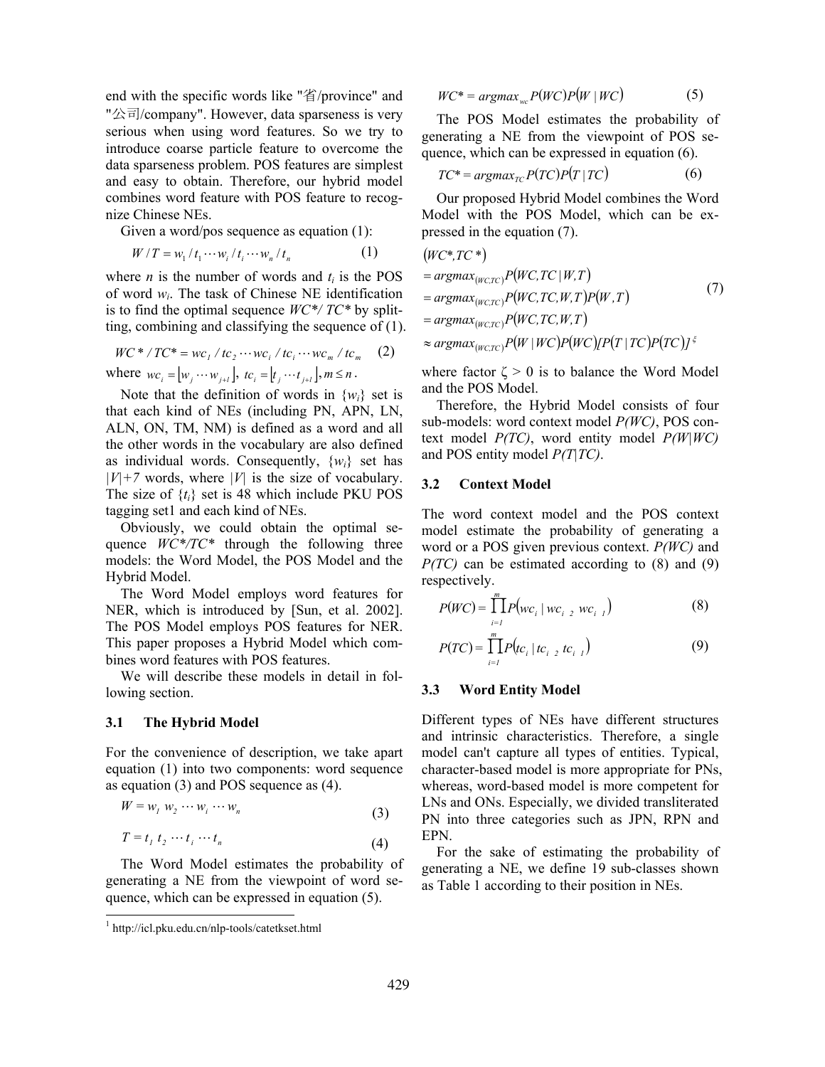end with the specific words like "省/province" and "公司/company". However, data sparseness is very serious when using word features. So we try to introduce coarse particle feature to overcome the data sparseness problem. POS features are simplest and easy to obtain. Therefore, our hybrid model combines word feature with POS feature to recognize Chinese NEs.

Given a word/pos sequence as equation (1):

$$W/T = w_1/t_1 \cdots w_i/t_i \cdots w_n/t_n \quad (1)$$

where $n$ is the number of words and $t_i$ is the POS of word $w_i$. The task of Chinese NE identification is to find the optimal sequence $WC^*/TC^*$ by splitting, combining and classifying the sequence of (1).

$$WC^*/TC^* = wc_1/tc_2 \cdots wc_i/tc_i \cdots wc_m/tc_m \quad (2)$$

where $wc_i = \lfloor w_j \cdots w_{j+l} \rfloor,\ tc_i = \lfloor t_j \cdots t_{j+l} \rfloor, m \le n$.

Note that the definition of words in $\{w_i\}$ set is that each kind of NEs (including PN, APN, LN, ALN, ON, TM, NM) is defined as a word and all the other words in the vocabulary are also defined as individual words. Consequently, $\{w_i\}$ set has $|V|+7$ words, where $|V|$ is the size of vocabulary. The size of $\{t_i\}$ set is 48 which include PKU POS tagging set[1] and each kind of NEs.

Obviously, we could obtain the optimal sequence $WC^*/TC^*$ through the following three models: the Word Model, the POS Model and the Hybrid Model.

The Word Model employs word features for NER, which is introduced by [Sun, et al. 2002]. The POS Model employs POS features for NER. This paper proposes a Hybrid Model which combines word features with POS features.

We will describe these models in detail in following section.

### 3.1 The Hybrid Model

For the convenience of description, we take apart equation (1) into two components: word sequence as equation (3) and POS sequence as (4).

$$W = w_1\ w_2 \cdots w_i \cdots w_n \quad (3)$$

$$T = t_1\ t_2 \cdots t_i \cdots t_n \quad (4)$$

The Word Model estimates the probability of generating a NE from the viewpoint of word sequence, which can be expressed in equation (5).

$$WC^* = argmax_{wc} P(WC)P(W \mid WC) \quad (5)$$

The POS Model estimates the probability of generating a NE from the viewpoint of POS sequence, which can be expressed in equation (6).

$$TC^* = argmax_{TC} P(TC)P(T \mid TC) \quad (6)$$

Our proposed Hybrid Model combines the Word Model with the POS Model, which can be expressed in the equation (7).

$$
\begin{aligned}
&(WC^*, TC^*) \\
&= argmax_{(WC,TC)} P(WC, TC \mid W, T) \\
&= argmax_{(WC,TC)} P(WC, TC, W, T)P(W, T) \\
&= argmax_{(WC,TC)} P(WC, TC, W, T) \\
&\approx argmax_{(WC,TC)} P(W \mid WC)P(WC)[P(T \mid TC)P(TC)]^{\xi}
\end{aligned} \quad (7)
$$

where factor $\zeta > 0$ is to balance the Word Model and the POS Model.

Therefore, the Hybrid Model consists of four sub-models: word context model $P(WC)$, POS context model $P(TC)$, word entity model $P(W|WC)$ and POS entity model $P(T|TC)$.

### 3.2 Context Model

The word context model and the POS context model estimate the probability of generating a word or a POS given previous context. $P(WC)$ and $P(TC)$ can be estimated according to (8) and (9) respectively.

$$P(WC) = \prod_{i=1}^{m} P(wc_i \mid wc_{i-2}\ wc_{i-1}) \quad (8)$$

$$P(TC) = \prod_{i=1}^{m} P(tc_i \mid tc_{i-2}\ tc_{i-1}) \quad (9)$$

### 3.3 Word Entity Model

Different types of NEs have different structures and intrinsic characteristics. Therefore, a single model can't capture all types of entities. Typical, character-based model is more appropriate for PNs, whereas, word-based model is more competent for LNs and ONs. Especially, we divided transliterated PN into three categories such as JPN, RPN and EPN.

For the sake of estimating the probability of generating a NE, we define 19 sub-classes shown as Table 1 according to their position in NEs.

[1] http://icl.pku.edu.cn/nlp-tools/catetkset.html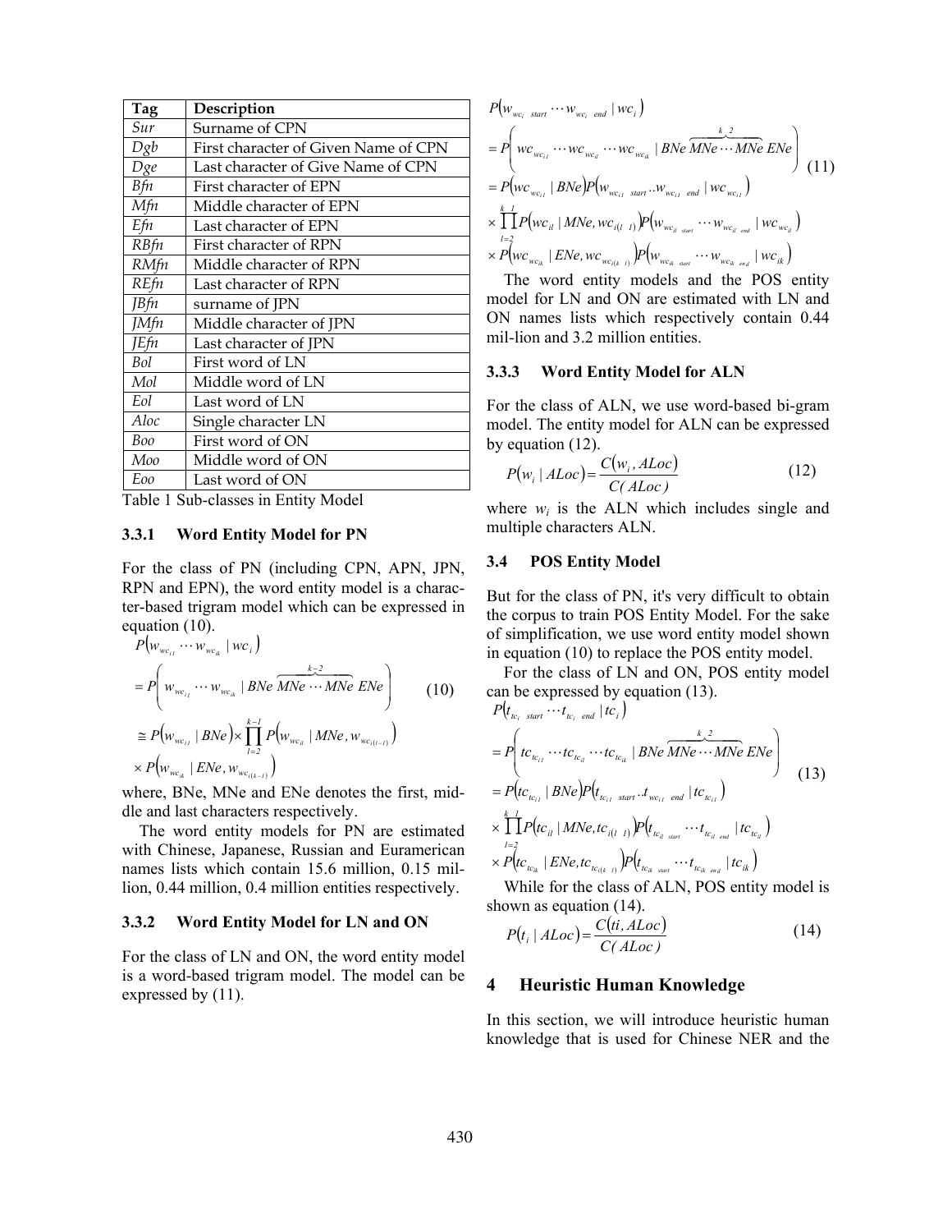| Tag | Description |
|---|---|
| *Sur* | Surname of CPN |
| *Dgb* | First character of Given Name of CPN |
| *Dge* | Last character of Give Name of CPN |
| *Bfn* | First character of EPN |
| *Mfn* | Middle character of EPN |
| *Efn* | Last character of EPN |
| *RBfn* | First character of RPN |
| *RMfn* | Middle character of RPN |
| *REfn* | Last character of RPN |
| *JBfn* | surname of JPN |
| *JMfn* | Middle character of JPN |
| *JEfn* | Last character of JPN |
| *Bol* | First word of LN |
| *Mol* | Middle word of LN |
| *Eol* | Last word of LN |
| *Aloc* | Single character LN |
| *Boo* | First word of ON |
| *Moo* | Middle word of ON |
| *Eoo* | Last word of ON |

Table 1 Sub-classes in Entity Model

### 3.3.1 Word Entity Model for PN

For the class of PN (including CPN, APN, JPN, RPN and EPN), the word entity model is a character-based trigram model which can be expressed in equation (10).

$$
\begin{aligned}
& P\left(w_{wc_{i1}} \cdots w_{wc_{ik}} \mid wc_i\right) \\
&= P\left(w_{wc_{i1}} \cdots w_{wc_{ik}} \mid BNe\ \overbrace{MNe \cdots MNe}^{k-2}\ ENe\right) \\
&\cong P\left(w_{wc_{i1}} \mid BNe\right) \times \prod_{l=2}^{k-1} P\left(w_{wc_{il}} \mid MNe, w_{wc_{i(l-1)}}\right) \\
&\times P\left(w_{wc_{ik}} \mid ENe, w_{wc_{i(k-1)}}\right)
\end{aligned}
\tag{10}
$$

where, BNe, MNe and ENe denotes the first, middle and last characters respectively.

The word entity models for PN are estimated with Chinese, Japanese, Russian and Euramerican names lists which contain 15.6 million, 0.15 million, 0.44 million, 0.4 million entities respectively.

### 3.3.2 Word Entity Model for LN and ON

For the class of LN and ON, the word entity model is a word-based trigram model. The model can be expressed by (11).

$$
\begin{aligned}
& P\left(w_{wc_{i\_start}} \cdots w_{wc_{i\_end}} \mid wc_i\right) \\
&= P\left(wc_{wc_{i1}} \cdots wc_{wc_{il}} \cdots wc_{wc_{ik}} \mid BNe\ \overbrace{MNe \cdots MNe}^{k-2}\ ENe\right) \\
&= P\left(wc_{wc_{i1}} \mid BNe\right) P\left(w_{wc_{i1\_start}} .. w_{wc_{i1\_end}} \mid wc_{wc_{i1}}\right) \\
&\times \prod_{l=2}^{k-1} P\left(wc_{il} \mid MNe, wc_{i(l-1)}\right) P\left(w_{wc_{il\_start}} \cdots w_{wc_{il\_end}} \mid wc_{wc_{il}}\right) \\
&\times P\left(wc_{wc_{ik}} \mid ENe, wc_{wc_{i(k-1)}}\right) P\left(w_{wc_{ik\_start}} \cdots w_{wc_{ik\_end}} \mid wc_{ik}\right)
\end{aligned}
\tag{11}
$$

The word entity models and the POS entity model for LN and ON are estimated with LN and ON names lists which respectively contain 0.44 mil-lion and 3.2 million entities.

### 3.3.3 Word Entity Model for ALN

For the class of ALN, we use word-based bi-gram model. The entity model for ALN can be expressed by equation (12).

$$
P\left(w_i \mid ALoc\right) = \frac{C\left(w_i, ALoc\right)}{C(ALoc)} \tag{12}
$$

where $w_i$ is the ALN which includes single and multiple characters ALN.

## 3.4 POS Entity Model

But for the class of PN, it's very difficult to obtain the corpus to train POS Entity Model. For the sake of simplification, we use word entity model shown in equation (10) to replace the POS entity model.

For the class of LN and ON, POS entity model can be expressed by equation (13).

$$
\begin{aligned}
& P\left(t_{tc_{i\_start}} \cdots t_{tc_{i\_end}} \mid tc_i\right) \\
&= P\left(tc_{tc_{i1}} \cdots tc_{tc_{il}} \cdots tc_{tc_{ik}} \mid BNe\ \overbrace{MNe \cdots MNe}^{k-2}\ ENe\right) \\
&= P\left(tc_{tc_{i1}} \mid BNe\right) P\left(t_{tc_{i1\_start}} .. t_{wc_{i1\_end}} \mid tc_{tc_{i1}}\right) \\
&\times \prod_{l=2}^{k-1} P\left(tc_{il} \mid MNe, tc_{i(l-1)}\right) P\left(t_{tc_{il\_start}} \cdots t_{tc_{il\_end}} \mid tc_{tc_{il}}\right) \\
&\times P\left(tc_{tc_{ik}} \mid ENe, tc_{tc_{i(k-1)}}\right) P\left(t_{tc_{ik\_start}} \cdots t_{tc_{ik\_end}} \mid tc_{ik}\right)
\end{aligned}
\tag{13}
$$

While for the class of ALN, POS entity model is shown as equation (14).

$$
P\left(t_i \mid ALoc\right) = \frac{C\left(ti, ALoc\right)}{C(ALoc)} \tag{14}
$$

# 4 Heuristic Human Knowledge

In this section, we will introduce heuristic human knowledge that is used for Chinese NER and the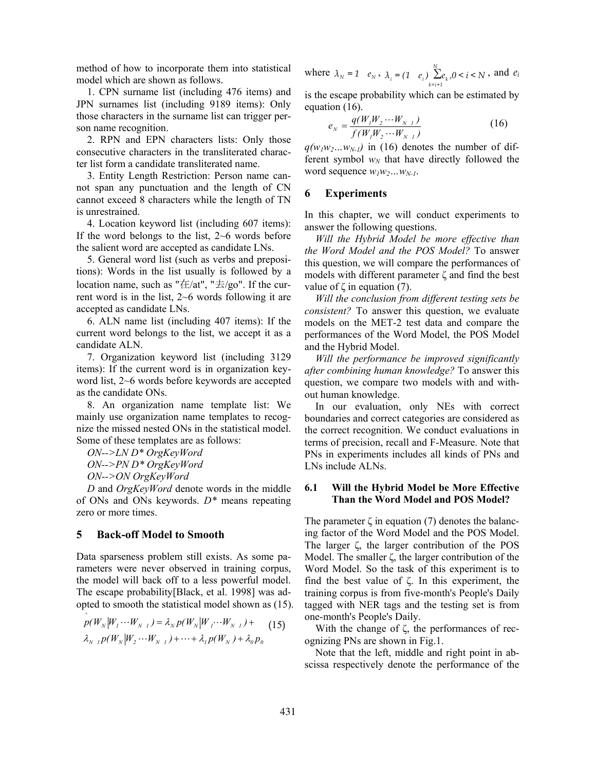method of how to incorporate them into statistical model which are shown as follows.

1. CPN surname list (including 476 items) and JPN surnames list (including 9189 items): Only those characters in the surname list can trigger person name recognition.

2. RPN and EPN characters lists: Only those consecutive characters in the transliterated character list form a candidate transliterated name.

3. Entity Length Restriction: Person name cannot span any punctuation and the length of CN cannot exceed 8 characters while the length of TN is unrestrained.

4. Location keyword list (including 607 items): If the word belongs to the list, 2~6 words before the salient word are accepted as candidate LNs.

5. General word list (such as verbs and prepositions): Words in the list usually is followed by a location name, such as "在/at", "去/go". If the current word is in the list, 2~6 words following it are accepted as candidate LNs.

6. ALN name list (including 407 items): If the current word belongs to the list, we accept it as a candidate ALN.

7. Organization keyword list (including 3129 items): If the current word is in organization keyword list, 2~6 words before keywords are accepted as the candidate ONs.

8. An organization name template list: We mainly use organization name templates to recognize the missed nested ONs in the statistical model. Some of these templates are as follows:

*ON-->LN D* OrgKeyWord*
*ON-->PN D* OrgKeyWord*
*ON-->ON OrgKeyWord*

*D* and *OrgKeyWord* denote words in the middle of ONs and ONs keywords. *D** means repeating zero or more times.

## 5 Back-off Model to Smooth

Data sparseness problem still exists. As some parameters were never observed in training corpus, the model will back off to a less powerful model. The escape probability[Black, et al. 1998] was adopted to smooth the statistical model shown as (15).

$$\hat{p}(W_N|W_1\cdots W_{N-1}) = \lambda_N p(W_N|W_1\cdots W_{N-1}) + \lambda_{N-1}p(W_N|W_2\cdots W_{N-1}) + \cdots + \lambda_1 p(W_N) + \lambda_0 p_0 \quad (15)$$

where $\lambda_N = 1 - e_N$, $\lambda_i = (1 - e_i)\sum_{k=i+1}^{N} e_k, 0 < i < N$, and $e_i$ is the escape probability which can be estimated by equation (16).

$$e_N = \frac{q(W_1W_2\cdots W_{N-1})}{f(W_1W_2\cdots W_{N-1})} \quad (16)$$

$q(w_1w_2\ldots w_{N-1})$ in (16) denotes the number of different symbol $w_N$ that have directly followed the word sequence $w_1w_2\ldots w_{N-1}$.

## 6 Experiments

In this chapter, we will conduct experiments to answer the following questions.

*Will the Hybrid Model be more effective than the Word Model and the POS Model?* To answer this question, we will compare the performances of models with different parameter ζ and find the best value of ζ in equation (7).

*Will the conclusion from different testing sets be consistent?* To answer this question, we evaluate models on the MET-2 test data and compare the performances of the Word Model, the POS Model and the Hybrid Model.

*Will the performance be improved significantly after combining human knowledge?* To answer this question, we compare two models with and without human knowledge.

In our evaluation, only NEs with correct boundaries and correct categories are considered as the correct recognition. We conduct evaluations in terms of precision, recall and F-Measure. Note that PNs in experiments includes all kinds of PNs and LNs include ALNs.

### 6.1 Will the Hybrid Model be More Effective Than the Word Model and POS Model?

The parameter ζ in equation (7) denotes the balancing factor of the Word Model and the POS Model. The larger ζ, the larger contribution of the POS Model. The smaller ζ, the larger contribution of the Word Model. So the task of this experiment is to find the best value of ζ. In this experiment, the training corpus is from five-month's People's Daily tagged with NER tags and the testing set is from one-month's People's Daily.

With the change of ζ, the performances of recognizing PNs are shown in Fig.1.

Note that the left, middle and right point in abscissa respectively denote the performance of the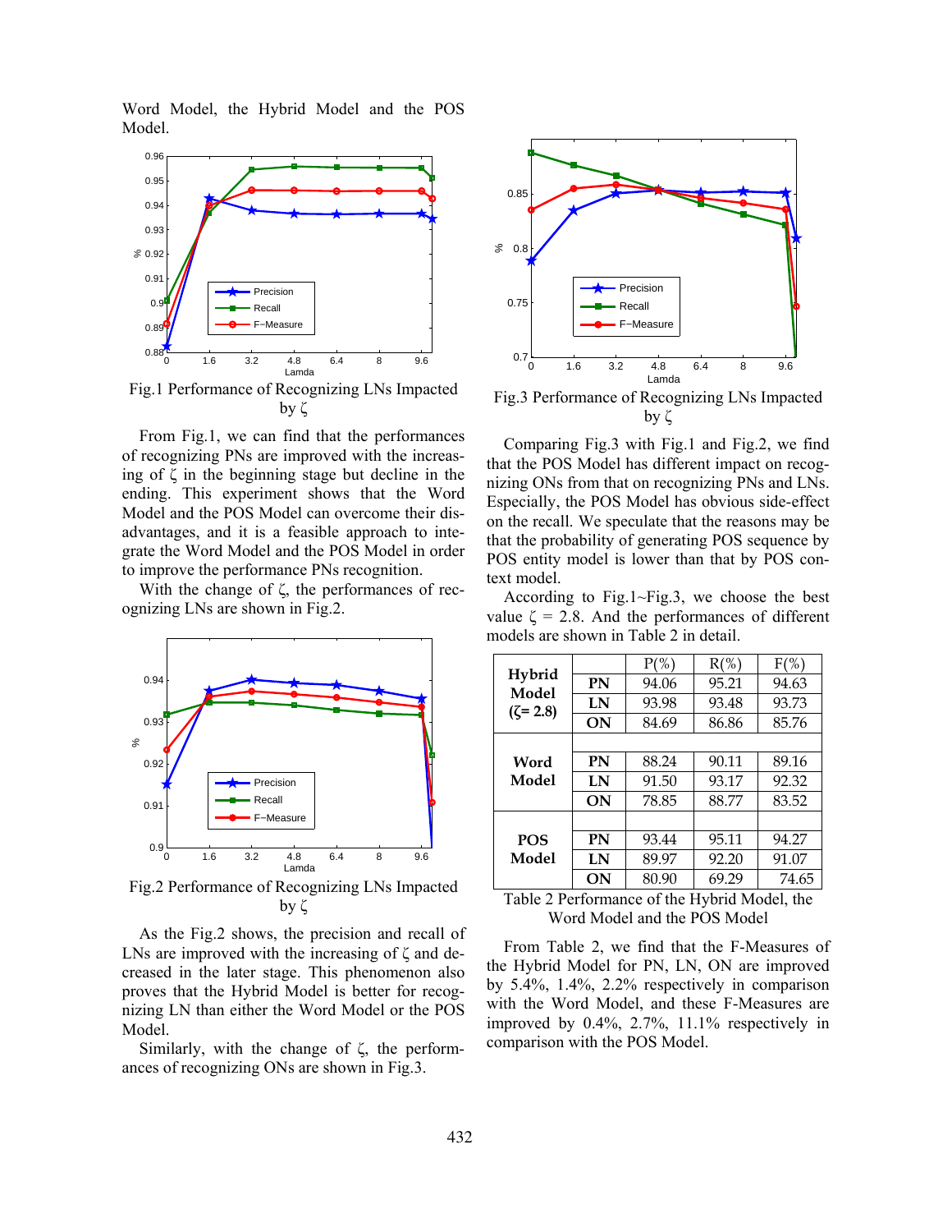Word Model, the Hybrid Model and the POS Model.

Fig.1 Performance of Recognizing LNs Impacted by ζ

From Fig.1, we can find that the performances of recognizing PNs are improved with the increasing of ζ in the beginning stage but decline in the ending. This experiment shows that the Word Model and the POS Model can overcome their disadvantages, and it is a feasible approach to integrate the Word Model and the POS Model in order to improve the performance PNs recognition.

With the change of ζ, the performances of recognizing LNs are shown in Fig.2.

Fig.2 Performance of Recognizing LNs Impacted by ζ

As the Fig.2 shows, the precision and recall of LNs are improved with the increasing of ζ and decreased in the later stage. This phenomenon also proves that the Hybrid Model is better for recognizing LN than either the Word Model or the POS Model.

Similarly, with the change of ζ, the performances of recognizing ONs are shown in Fig.3.

Fig.3 Performance of Recognizing LNs Impacted by ζ

Comparing Fig.3 with Fig.1 and Fig.2, we find that the POS Model has different impact on recognizing ONs from that on recognizing PNs and LNs. Especially, the POS Model has obvious side-effect on the recall. We speculate that the reasons may be that the probability of generating POS sequence by POS entity model is lower than that by POS context model.

According to Fig.1~Fig.3, we choose the best value ζ = 2.8. And the performances of different models are shown in Table 2 in detail.

| | | P(%) | R(%) | F(%) |
|---|---|---|---|---|
| **Hybrid Model (ζ= 2.8)** | **PN** | 94.06 | 95.21 | 94.63 |
| | **LN** | 93.98 | 93.48 | 93.73 |
| | **ON** | 84.69 | 86.86 | 85.76 |
| **Word Model** | | | | |
| | **PN** | 88.24 | 90.11 | 89.16 |
| | **LN** | 91.50 | 93.17 | 92.32 |
| | **ON** | 78.85 | 88.77 | 83.52 |
| **POS Model** | | | | |
| | **PN** | 93.44 | 95.11 | 94.27 |
| | **LN** | 89.97 | 92.20 | 91.07 |
| | **ON** | 80.90 | 69.29 | 74.65 |

Table 2 Performance of the Hybrid Model, the Word Model and the POS Model

From Table 2, we find that the F-Measures of the Hybrid Model for PN, LN, ON are improved by 5.4%, 1.4%, 2.2% respectively in comparison with the Word Model, and these F-Measures are improved by 0.4%, 2.7%, 11.1% respectively in comparison with the POS Model.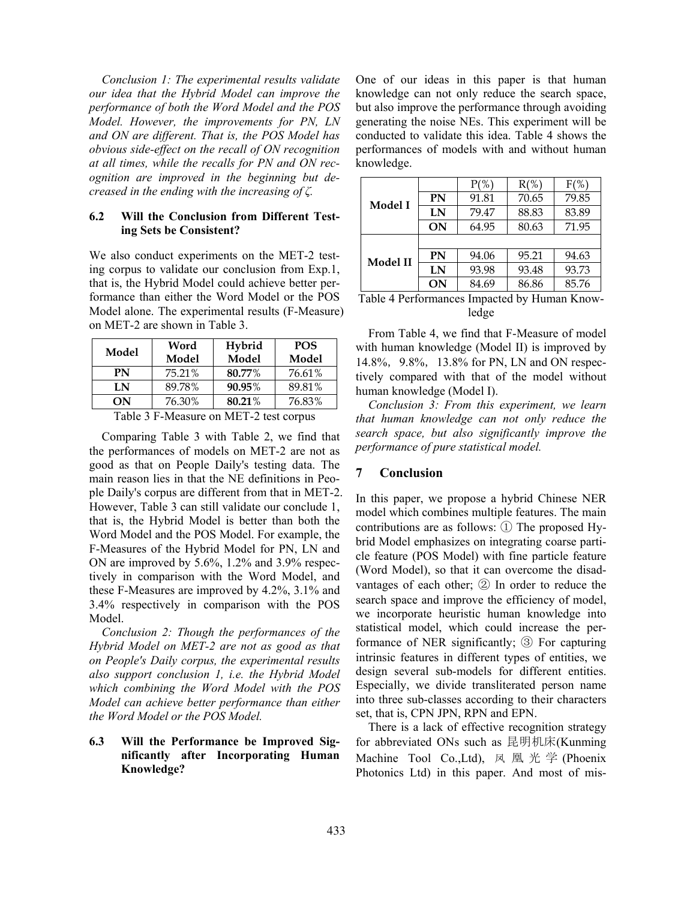*Conclusion 1: The experimental results validate our idea that the Hybrid Model can improve the performance of both the Word Model and the POS Model. However, the improvements for PN, LN and ON are different. That is, the POS Model has obvious side-effect on the recall of ON recognition at all times, while the recalls for PN and ON recognition are improved in the beginning but decreased in the ending with the increasing of ζ.*

### 6.2 Will the Conclusion from Different Testing Sets be Consistent?

We also conduct experiments on the MET-2 testing corpus to validate our conclusion from Exp.1, that is, the Hybrid Model could achieve better performance than either the Word Model or the POS Model alone. The experimental results (F-Measure) on MET-2 are shown in Table 3.

| Model | Word Model | Hybrid Model | POS Model |
|---|---|---|---|
| **PN** | 75.21% | **80.77**% | 76.61% |
| **LN** | 89.78% | **90.95**% | 89.81% |
| **ON** | 76.30% | **80.21**% | 76.83% |

Table 3 F-Measure on MET-2 test corpus

Comparing Table 3 with Table 2, we find that the performances of models on MET-2 are not as good as that on People Daily's testing data. The main reason lies in that the NE definitions in People Daily's corpus are different from that in MET-2. However, Table 3 can still validate our conclude 1, that is, the Hybrid Model is better than both the Word Model and the POS Model. For example, the F-Measures of the Hybrid Model for PN, LN and ON are improved by 5.6%, 1.2% and 3.9% respectively in comparison with the Word Model, and these F-Measures are improved by 4.2%, 3.1% and 3.4% respectively in comparison with the POS Model.

*Conclusion 2: Though the performances of the Hybrid Model on MET-2 are not as good as that on People's Daily corpus, the experimental results also support conclusion 1, i.e. the Hybrid Model which combining the Word Model with the POS Model can achieve better performance than either the Word Model or the POS Model.*

### 6.3 Will the Performance be Improved Significantly after Incorporating Human Knowledge?

One of our ideas in this paper is that human knowledge can not only reduce the search space, but also improve the performance through avoiding generating the noise NEs. This experiment will be conducted to validate this idea. Table 4 shows the performances of models with and without human knowledge.

| | | P(%) | R(%) | F(%) |
|---|---|---|---|---|
| **Model I** | **PN** | 91.81 | 70.65 | 79.85 |
| | **LN** | 79.47 | 88.83 | 83.89 |
| | **ON** | 64.95 | 80.63 | 71.95 |
| **Model II** | **PN** | 94.06 | 95.21 | 94.63 |
| | **LN** | 93.98 | 93.48 | 93.73 |
| | **ON** | 84.69 | 86.86 | 85.76 |

Table 4 Performances Impacted by Human Knowledge

From Table 4, we find that F-Measure of model with human knowledge (Model II) is improved by 14.8%, 9.8%, 13.8% for PN, LN and ON respectively compared with that of the model without human knowledge (Model I).

*Conclusion 3: From this experiment, we learn that human knowledge can not only reduce the search space, but also significantly improve the performance of pure statistical model.*

## 7 Conclusion

In this paper, we propose a hybrid Chinese NER model which combines multiple features. The main contributions are as follows: ① The proposed Hybrid Model emphasizes on integrating coarse particle feature (POS Model) with fine particle feature (Word Model), so that it can overcome the disadvantages of each other; ② In order to reduce the search space and improve the efficiency of model, we incorporate heuristic human knowledge into statistical model, which could increase the performance of NER significantly; ③ For capturing intrinsic features in different types of entities, we design several sub-models for different entities. Especially, we divide transliterated person name into three sub-classes according to their characters set, that is, CPN JPN, RPN and EPN.

There is a lack of effective recognition strategy for abbreviated ONs such as 昆明机床(Kunming Machine Tool Co.,Ltd), 凤凰光学(Phoenix Photonics Ltd) in this paper. And most of mis-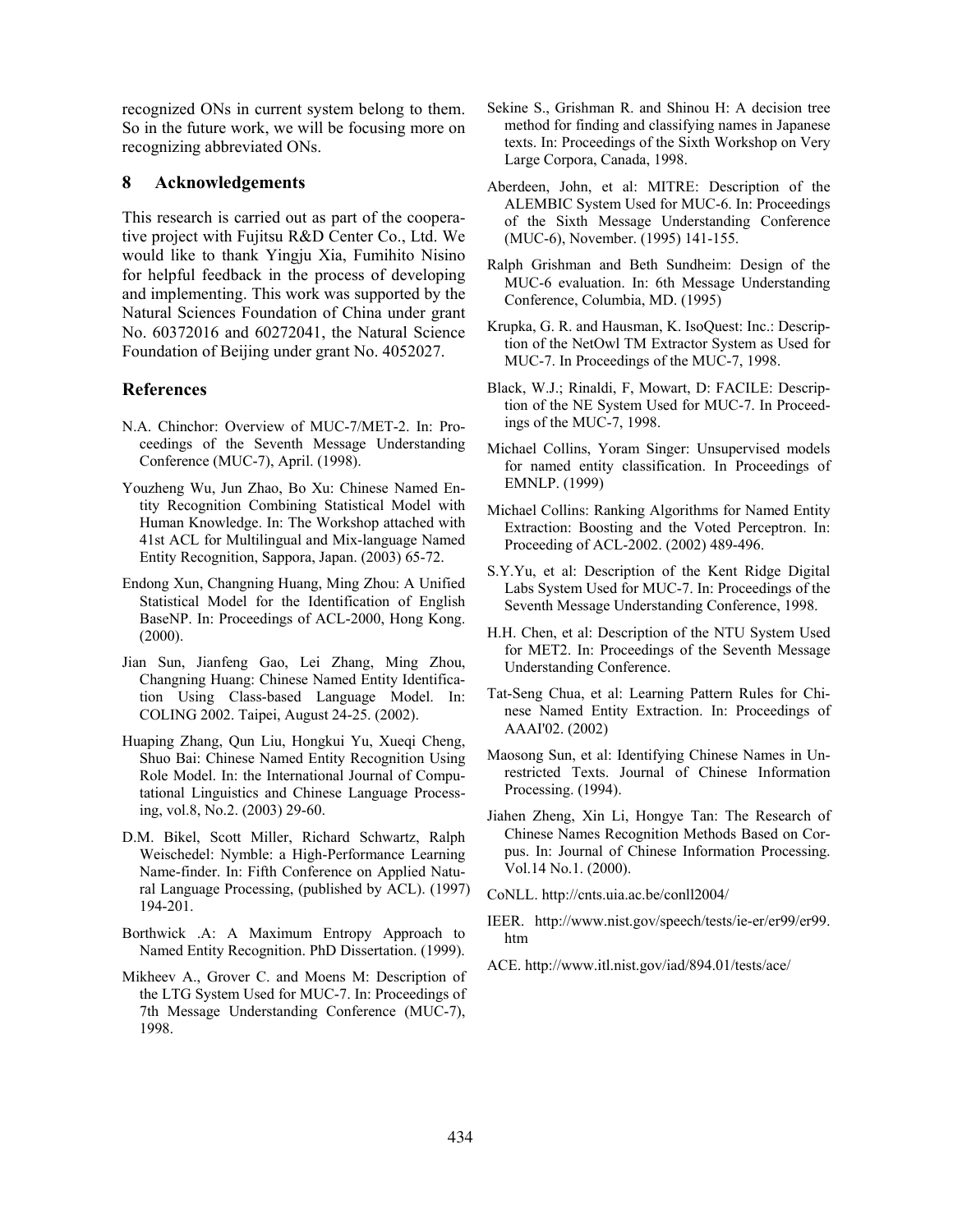recognized ONs in current system belong to them. So in the future work, we will be focusing more on recognizing abbreviated ONs.

## 8 Acknowledgements

This research is carried out as part of the cooperative project with Fujitsu R&D Center Co., Ltd. We would like to thank Yingju Xia, Fumihito Nisino for helpful feedback in the process of developing and implementing. This work was supported by the Natural Sciences Foundation of China under grant No. 60372016 and 60272041, the Natural Science Foundation of Beijing under grant No. 4052027.

## References

N.A. Chinchor: Overview of MUC-7/MET-2. In: Proceedings of the Seventh Message Understanding Conference (MUC-7), April. (1998).

Youzheng Wu, Jun Zhao, Bo Xu: Chinese Named Entity Recognition Combining Statistical Model with Human Knowledge. In: The Workshop attached with 41st ACL for Multilingual and Mix-language Named Entity Recognition, Sappora, Japan. (2003) 65-72.

Endong Xun, Changning Huang, Ming Zhou: A Unified Statistical Model for the Identification of English BaseNP. In: Proceedings of ACL-2000, Hong Kong. (2000).

Jian Sun, Jianfeng Gao, Lei Zhang, Ming Zhou, Changning Huang: Chinese Named Entity Identification Using Class-based Language Model. In: COLING 2002. Taipei, August 24-25. (2002).

Huaping Zhang, Qun Liu, Hongkui Yu, Xueqi Cheng, Shuo Bai: Chinese Named Entity Recognition Using Role Model. In: the International Journal of Computational Linguistics and Chinese Language Processing, vol.8, No.2. (2003) 29-60.

D.M. Bikel, Scott Miller, Richard Schwartz, Ralph Weischedel: Nymble: a High-Performance Learning Name-finder. In: Fifth Conference on Applied Natural Language Processing, (published by ACL). (1997) 194-201.

Borthwick .A: A Maximum Entropy Approach to Named Entity Recognition. PhD Dissertation. (1999).

Mikheev A., Grover C. and Moens M: Description of the LTG System Used for MUC-7. In: Proceedings of 7th Message Understanding Conference (MUC-7), 1998.

Sekine S., Grishman R. and Shinou H: A decision tree method for finding and classifying names in Japanese texts. In: Proceedings of the Sixth Workshop on Very Large Corpora, Canada, 1998.

Aberdeen, John, et al: MITRE: Description of the ALEMBIC System Used for MUC-6. In: Proceedings of the Sixth Message Understanding Conference (MUC-6), November. (1995) 141-155.

Ralph Grishman and Beth Sundheim: Design of the MUC-6 evaluation. In: 6th Message Understanding Conference, Columbia, MD. (1995)

Krupka, G. R. and Hausman, K. IsoQuest: Inc.: Description of the NetOwl TM Extractor System as Used for MUC-7. In Proceedings of the MUC-7, 1998.

Black, W.J.; Rinaldi, F, Mowart, D: FACILE: Description of the NE System Used for MUC-7. In Proceedings of the MUC-7, 1998.

Michael Collins, Yoram Singer: Unsupervised models for named entity classification. In Proceedings of EMNLP. (1999)

Michael Collins: Ranking Algorithms for Named Entity Extraction: Boosting and the Voted Perceptron. In: Proceeding of ACL-2002. (2002) 489-496.

S.Y.Yu, et al: Description of the Kent Ridge Digital Labs System Used for MUC-7. In: Proceedings of the Seventh Message Understanding Conference, 1998.

H.H. Chen, et al: Description of the NTU System Used for MET2. In: Proceedings of the Seventh Message Understanding Conference.

Tat-Seng Chua, et al: Learning Pattern Rules for Chinese Named Entity Extraction. In: Proceedings of AAAI'02. (2002)

Maosong Sun, et al: Identifying Chinese Names in Unrestricted Texts. Journal of Chinese Information Processing. (1994).

Jiahen Zheng, Xin Li, Hongye Tan: The Research of Chinese Names Recognition Methods Based on Corpus. In: Journal of Chinese Information Processing. Vol.14 No.1. (2000).

CoNLL. http://cnts.uia.ac.be/conll2004/

IEER. http://www.nist.gov/speech/tests/ie-er/er99/er99.htm

ACE. http://www.itl.nist.gov/iad/894.01/tests/ace/